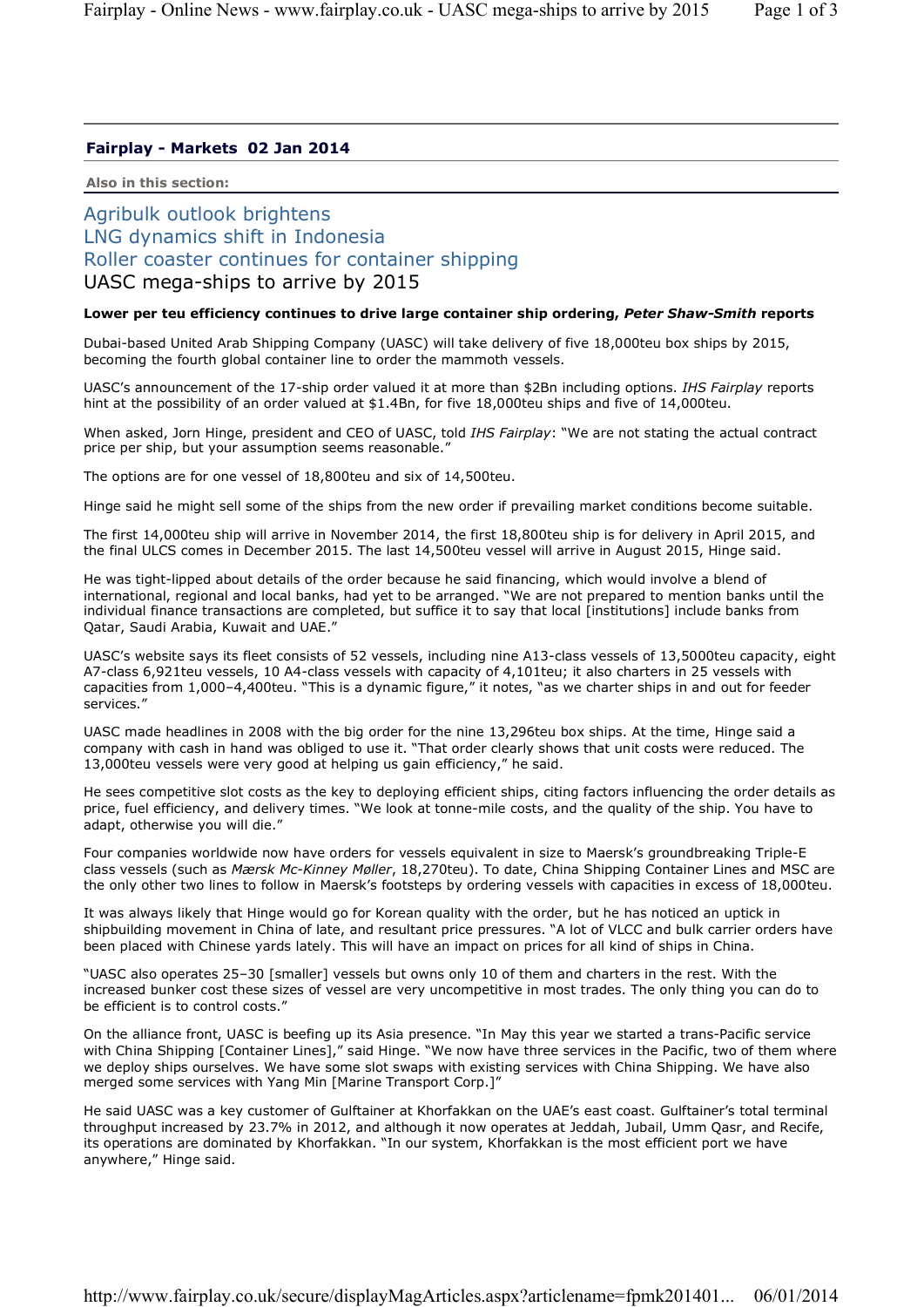**Fairplay - Markets 02 Jan 2014**

**Also in this section:**

Agribulk outlook brightens
LNG dynamics shift in Indonesia
Roller coaster continues for container shipping

# UASC mega-ships to arrive by 2015

**Lower per teu efficiency continues to drive large container ship ordering, *Peter Shaw-Smith* reports**

Dubai-based United Arab Shipping Company (UASC) will take delivery of five 18,000teu box ships by 2015, becoming the fourth global container line to order the mammoth vessels.

UASC's announcement of the 17-ship order valued it at more than $2Bn including options. *IHS Fairplay* reports hint at the possibility of an order valued at $1.4Bn, for five 18,000teu ships and five of 14,000teu.

When asked, Jorn Hinge, president and CEO of UASC, told *IHS Fairplay*: "We are not stating the actual contract price per ship, but your assumption seems reasonable."

The options are for one vessel of 18,800teu and six of 14,500teu.

Hinge said he might sell some of the ships from the new order if prevailing market conditions become suitable.

The first 14,000teu ship will arrive in November 2014, the first 18,800teu ship is for delivery in April 2015, and the final ULCS comes in December 2015. The last 14,500teu vessel will arrive in August 2015, Hinge said.

He was tight-lipped about details of the order because he said financing, which would involve a blend of international, regional and local banks, had yet to be arranged. "We are not prepared to mention banks until the individual finance transactions are completed, but suffice it to say that local [institutions] include banks from Qatar, Saudi Arabia, Kuwait and UAE."

UASC's website says its fleet consists of 52 vessels, including nine A13-class vessels of 13,5000teu capacity, eight A7-class 6,921teu vessels, 10 A4-class vessels with capacity of 4,101teu; it also charters in 25 vessels with capacities from 1,000–4,400teu. "This is a dynamic figure," it notes, "as we charter ships in and out for feeder services."

UASC made headlines in 2008 with the big order for the nine 13,296teu box ships. At the time, Hinge said a company with cash in hand was obliged to use it. "That order clearly shows that unit costs were reduced. The 13,000teu vessels were very good at helping us gain efficiency," he said.

He sees competitive slot costs as the key to deploying efficient ships, citing factors influencing the order details as price, fuel efficiency, and delivery times. "We look at tonne-mile costs, and the quality of the ship. You have to adapt, otherwise you will die."

Four companies worldwide now have orders for vessels equivalent in size to Maersk's groundbreaking Triple-E class vessels (such as *Mærsk Mc-Kinney Møller*, 18,270teu). To date, China Shipping Container Lines and MSC are the only other two lines to follow in Maersk's footsteps by ordering vessels with capacities in excess of 18,000teu.

It was always likely that Hinge would go for Korean quality with the order, but he has noticed an uptick in shipbuilding movement in China of late, and resultant price pressures. "A lot of VLCC and bulk carrier orders have been placed with Chinese yards lately. This will have an impact on prices for all kind of ships in China.

"UASC also operates 25–30 [smaller] vessels but owns only 10 of them and charters in the rest. With the increased bunker cost these sizes of vessel are very uncompetitive in most trades. The only thing you can do to be efficient is to control costs."

On the alliance front, UASC is beefing up its Asia presence. "In May this year we started a trans-Pacific service with China Shipping [Container Lines]," said Hinge. "We now have three services in the Pacific, two of them where we deploy ships ourselves. We have some slot swaps with existing services with China Shipping. We have also merged some services with Yang Min [Marine Transport Corp.]"

He said UASC was a key customer of Gulftainer at Khorfakkan on the UAE's east coast. Gulftainer's total terminal throughput increased by 23.7% in 2012, and although it now operates at Jeddah, Jubail, Umm Qasr, and Recife, its operations are dominated by Khorfakkan. "In our system, Khorfakkan is the most efficient port we have anywhere," Hinge said.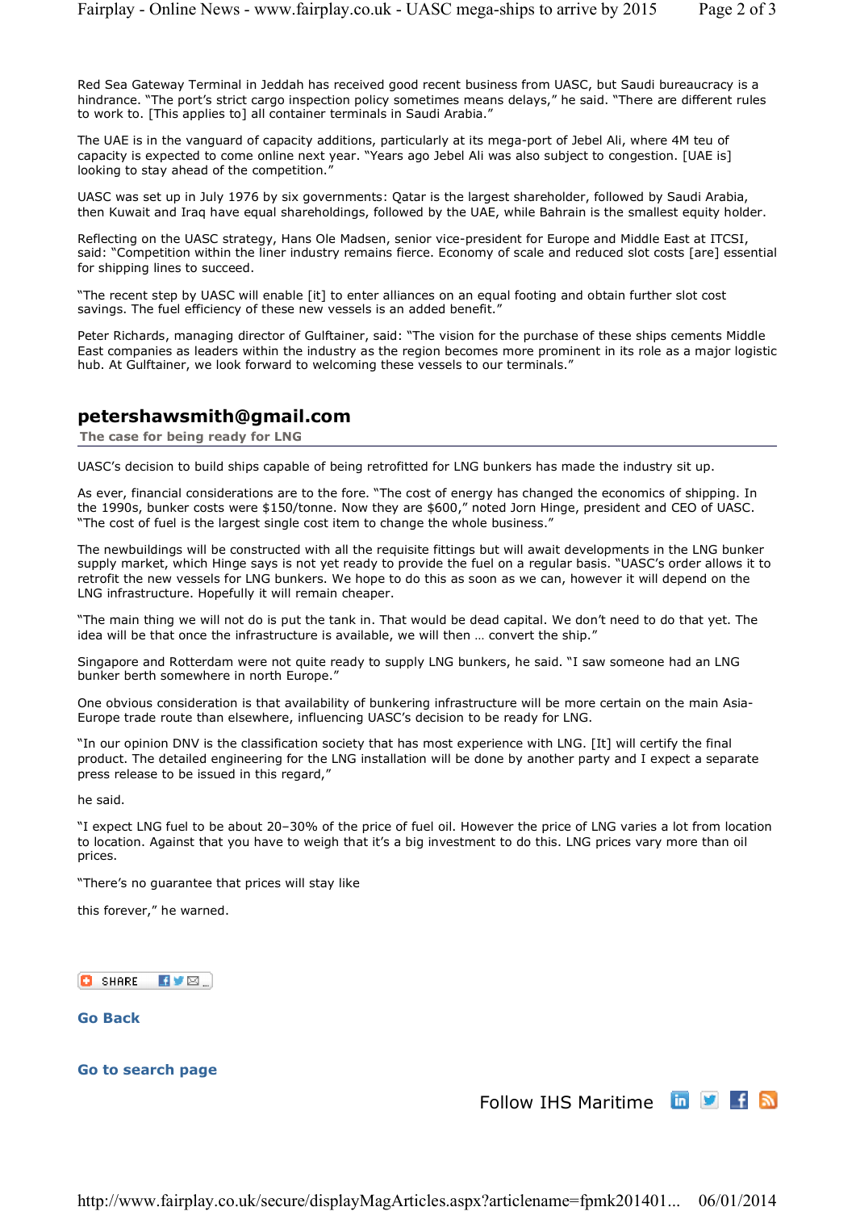Red Sea Gateway Terminal in Jeddah has received good recent business from UASC, but Saudi bureaucracy is a hindrance. "The port's strict cargo inspection policy sometimes means delays," he said. "There are different rules to work to. [This applies to] all container terminals in Saudi Arabia."

The UAE is in the vanguard of capacity additions, particularly at its mega-port of Jebel Ali, where 4M teu of capacity is expected to come online next year. "Years ago Jebel Ali was also subject to congestion. [UAE is] looking to stay ahead of the competition."

UASC was set up in July 1976 by six governments: Qatar is the largest shareholder, followed by Saudi Arabia, then Kuwait and Iraq have equal shareholdings, followed by the UAE, while Bahrain is the smallest equity holder.

Reflecting on the UASC strategy, Hans Ole Madsen, senior vice-president for Europe and Middle East at ITCSI, said: "Competition within the liner industry remains fierce. Economy of scale and reduced slot costs [are] essential for shipping lines to succeed.

"The recent step by UASC will enable [it] to enter alliances on an equal footing and obtain further slot cost savings. The fuel efficiency of these new vessels is an added benefit."

Peter Richards, managing director of Gulftainer, said: "The vision for the purchase of these ships cements Middle East companies as leaders within the industry as the region becomes more prominent in its role as a major logistic hub. At Gulftainer, we look forward to welcoming these vessels to our terminals."

## petershawsmith@gmail.com

**The case for being ready for LNG**

UASC's decision to build ships capable of being retrofitted for LNG bunkers has made the industry sit up.

As ever, financial considerations are to the fore. "The cost of energy has changed the economics of shipping. In the 1990s, bunker costs were $150/tonne. Now they are $600," noted Jorn Hinge, president and CEO of UASC. "The cost of fuel is the largest single cost item to change the whole business."

The newbuildings will be constructed with all the requisite fittings but will await developments in the LNG bunker supply market, which Hinge says is not yet ready to provide the fuel on a regular basis. "UASC's order allows it to retrofit the new vessels for LNG bunkers. We hope to do this as soon as we can, however it will depend on the LNG infrastructure. Hopefully it will remain cheaper.

"The main thing we will not do is put the tank in. That would be dead capital. We don't need to do that yet. The idea will be that once the infrastructure is available, we will then … convert the ship."

Singapore and Rotterdam were not quite ready to supply LNG bunkers, he said. "I saw someone had an LNG bunker berth somewhere in north Europe."

One obvious consideration is that availability of bunkering infrastructure will be more certain on the main Asia-Europe trade route than elsewhere, influencing UASC's decision to be ready for LNG.

"In our opinion DNV is the classification society that has most experience with LNG. [It] will certify the final product. The detailed engineering for the LNG installation will be done by another party and I expect a separate press release to be issued in this regard,"

he said.

"I expect LNG fuel to be about 20–30% of the price of fuel oil. However the price of LNG varies a lot from location to location. Against that you have to weigh that it's a big investment to do this. LNG prices vary more than oil prices.

"There's no guarantee that prices will stay like

this forever," he warned.

SHARE

**Go Back**

**Go to search page**

Follow IHS Maritime